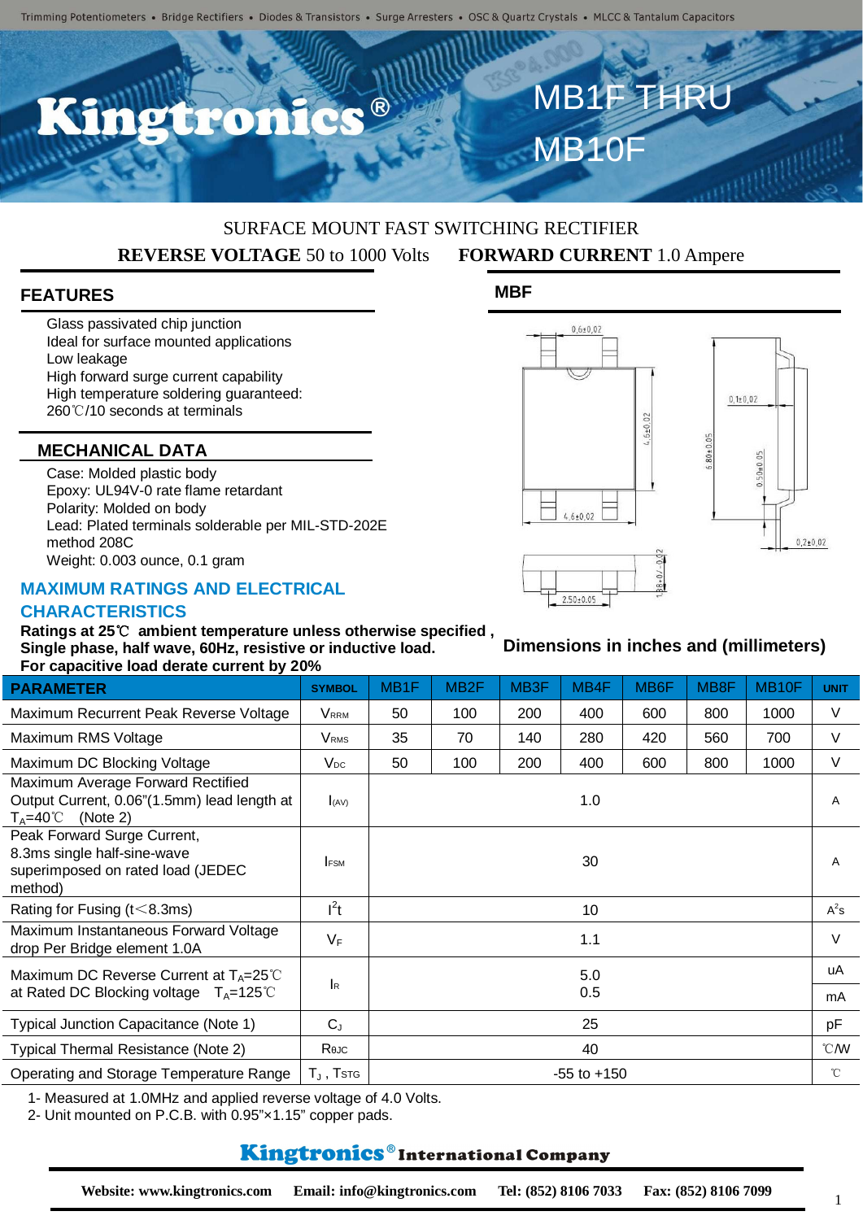Trimming Potentiometers • Bridge Rectifiers • Diodes & Transistors • Surge Arresters • OSC & Quartz Crystals • MLCC & Tantalum Capacitors

# Kingtronics®

# MB1F THRU MB10F

SURFACE MOUNT FAST SWITCHING RECTIFIER

**REVERSE VOLTAGE** 50 to 1000 Volts **FORWARD CURRENT** 1.0 Ampere

## FEATURES

- Glass passivated chip junction
- Ideal for surface mounted applications
- Low leakage
- High forward surge current capability
- High temperature soldering guaranteed: 260℃/10 seconds at terminals

## MECHANICAL DATA

- Case: Molded plastic body
- Epoxy: UL94V-0 rate flame retardant
- Polarity: Molded on body
- Lead: Plated terminals solderable per MIL-STD-202E method 208C
- Weight: 0.003 ounce, 0.1 gram

## MBF

Dimensions in inches and (millimeters)

## MAXIMUM RATINGS AND ELECTRICAL CHARACTERISTICS

**Ratings at 25℃ ambient temperature unless otherwise specified ,**
**Single phase, half wave, 60Hz, resistive or inductive load.**
**For capacitive load derate current by 20%**

| PARAMETER | SYMBOL | MB1F | MB2F | MB3F | MB4F | MB6F | MB8F | MB10F | UNIT |
|---|---|---|---|---|---|---|---|---|---|
| Maximum Recurrent Peak Reverse Voltage | $V_{RRM}$ | 50 | 100 | 200 | 400 | 600 | 800 | 1000 | V |
| Maximum RMS Voltage | $V_{RMS}$ | 35 | 70 | 140 | 280 | 420 | 560 | 700 | V |
| Maximum DC Blocking Voltage | $V_{DC}$ | 50 | 100 | 200 | 400 | 600 | 800 | 1000 | V |
| Maximum Average Forward Rectified Output Current, 0.06"(1.5mm) lead length at $T_A$=40℃ (Note 2) | $I_{(AV)}$ | 1.0 | | | | | | | A |
| Peak Forward Surge Current, 8.3ms single half-sine-wave superimposed on rated load (JEDEC method) | $I_{FSM}$ | 30 | | | | | | | A |
| Rating for Fusing (t<8.3ms) | $I^2t$ | 10 | | | | | | | $A^2s$ |
| Maximum Instantaneous Forward Voltage drop Per Bridge element 1.0A | $V_F$ | 1.1 | | | | | | | V |
| Maximum DC Reverse Current at $T_A$=25℃ | $I_R$ | 5.0 | | | | | | | uA |
| at Rated DC Blocking voltage $T_A$=125℃ | | 0.5 | | | | | | | mA |
| Typical Junction Capacitance (Note 1) | $C_J$ | 25 | | | | | | | pF |
| Typical Thermal Resistance (Note 2) | $R_{\theta JC}$ | 40 | | | | | | | ℃/W |
| Operating and Storage Temperature Range | $T_J$ , $T_{STG}$ | -55 to +150 | | | | | | | ℃ |

1- Measured at 1.0MHz and applied reverse voltage of 4.0 Volts.
2- Unit mounted on P.C.B. with 0.95"×1.15" copper pads.

**Kingtronics® International Company**

**Website: www.kingtronics.com Email: info@kingtronics.com Tel: (852) 8106 7033 Fax: (852) 8106 7099**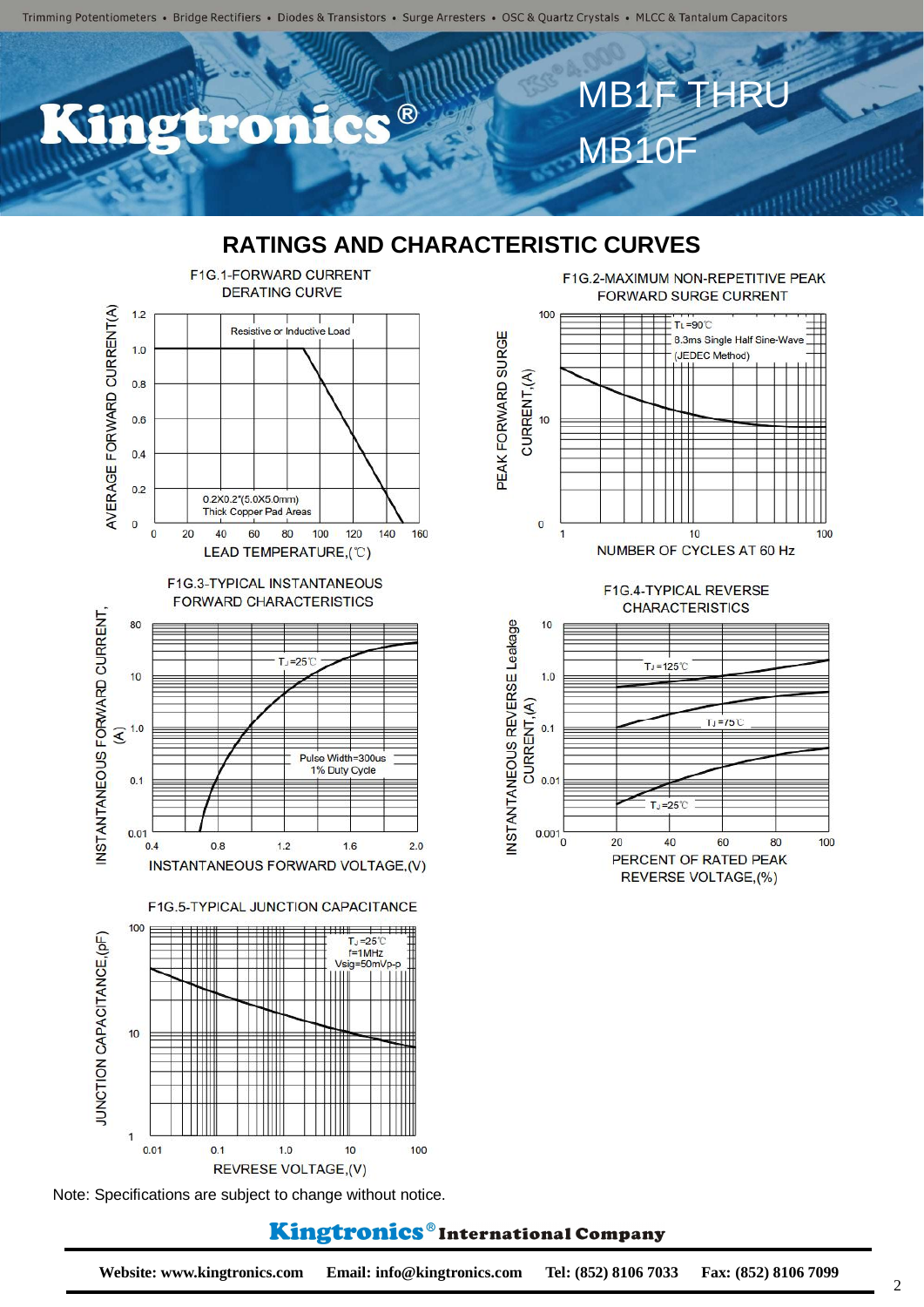# MB1F THRU MB10F

## RATINGS AND CHARACTERISTIC CURVES

F1G.1-FORWARD CURRENT DERATING CURVE

AVERAGE FORWARD CURRENT(A)

1.2
1.0
0.8
0.6
0.4
0.2
0

Resistive or Inductive Load

0.2X0.2"(5.0X5.0mm) Thick Copper Pad Areas

0 20 40 60 80 100 120 140 160

LEAD TEMPERATURE,(℃)

F1G.2-MAXIMUM NON-REPETITIVE PEAK FORWARD SURGE CURRENT

PEAK FORWARD SURGE CURRENT,(A)

100
10
0

$T_L$=90℃
8.3ms Single Half Sine-Wave
(JEDEC Method)

1 10 100

NUMBER OF CYCLES AT 60 Hz

F1G.3-TYPICAL INSTANTANEOUS FORWARD CHARACTERISTICS

INSTANTANEOUS FORWARD CURRENT, (A)

80
10
1.0
0.1
0.01

$T_J$=25℃

Pulse Width=300us
1% Duty Cycle

0.4 0.8 1.2 1.6 2.0

INSTANTANEOUS FORWARD VOLTAGE,(V)

F1G.4-TYPICAL REVERSE CHARACTERISTICS

INSTANTANEOUS REVERSE Leakage CURRENT,(A)

10
1.0
0.1
0.01
0.001

$T_J$=125℃
$T_J$=75℃
$T_J$=25℃

0 20 40 60 80 100

PERCENT OF RATED PEAK REVERSE VOLTAGE,(%)

F1G.5-TYPICAL JUNCTION CAPACITANCE

JUNCTION CAPACITANCE,(pF)

100
10
1

$T_J$=25℃
f=1MHz
Vsig=50mVp-p

0.01 0.1 1.0 10 100

REVRESE VOLTAGE,(V)

Note: Specifications are subject to change without notice.

**Kingtronics® International Company**

**Website: www.kingtronics.com Email: info@kingtronics.com Tel: (852) 8106 7033 Fax: (852) 8106 7099**